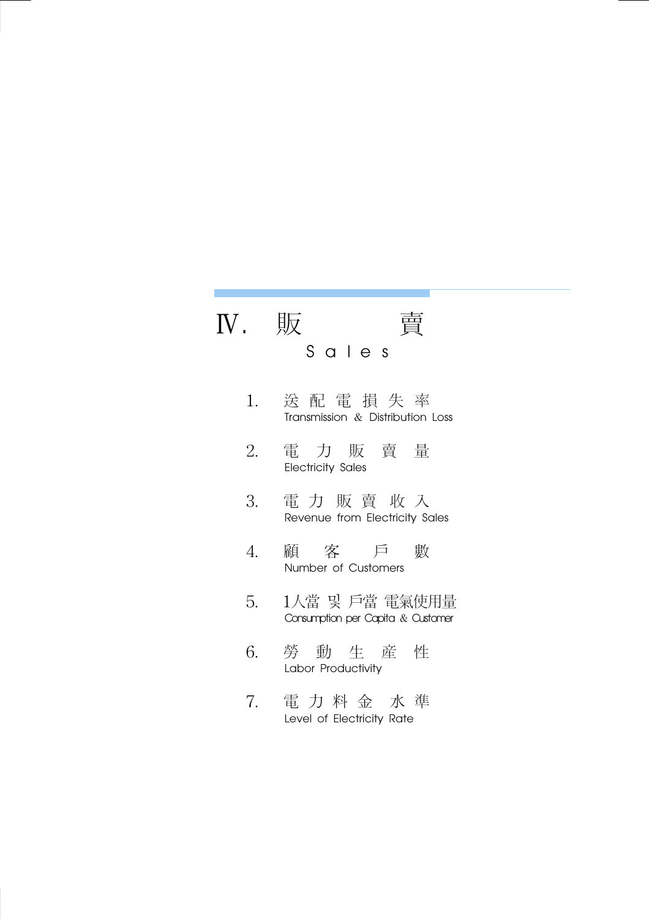# Ⅳ. 販賣

## Sales

1. 送配電損失率
   Transmission & Distribution Loss

2. 電力販賣量
   Electricity Sales

3. 電力販賣收入
   Revenue from Electricity Sales

4. 顧客戶數
   Number of Customers

5. 1人當 및 戶當 電氣使用量
   Consumption per Capita & Customer

6. 勞動生産性
   Labor Productivity

7. 電力料金水準
   Level of Electricity Rate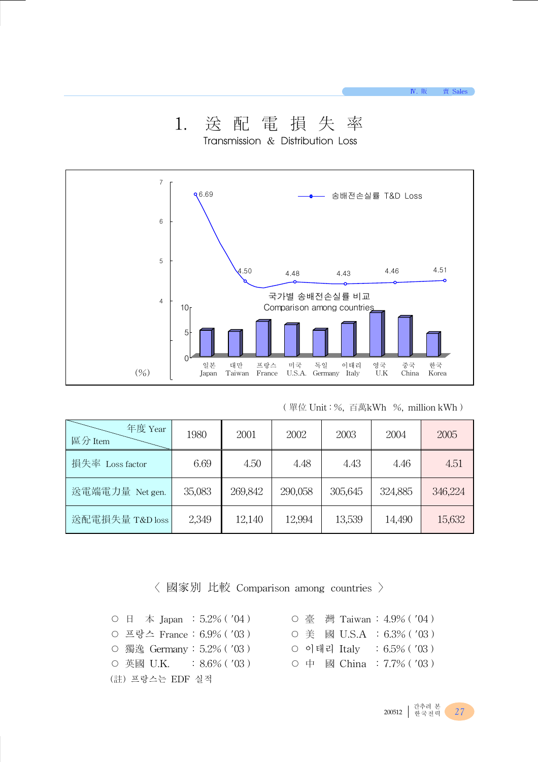# 1. 送 配 電 損 失 率

Transmission & Distribution Loss

( 單位 Unit : %, 百萬kWh %, million kWh )

| 年度 Year / 區分 Item | 1980 | 2001 | 2002 | 2003 | 2004 | 2005 |
|---|---|---|---|---|---|---|
| 損失率 Loss factor | 6.69 | 4.50 | 4.48 | 4.43 | 4.46 | 4.51 |
| 送電端電力量 Net gen. | 35,083 | 269,842 | 290,058 | 305,645 | 324,885 | 346,224 |
| 送配電損失量 T&D loss | 2,349 | 12,140 | 12,994 | 13,539 | 14,490 | 15,632 |

〈 國家別 比較 Comparison among countries 〉

- ○ 日 本 Japan : 5.2% ( '04 )
- ○ 臺 灣 Taiwan : 4.9% ( '04 )
- ○ 프랑스 France : 6.9% ( '03 )
- ○ 美 國 U.S.A : 6.3% ( '03 )
- ○ 獨逸 Germany : 5.2% ( '03 )
- ○ 이태리 Italy : 6.5% ( '03 )
- ○ 英國 U.K. : 8.6% ( '03 )
- ○ 中 國 China : 7.7% ( '03 )

(註) 프랑스는 EDF 실적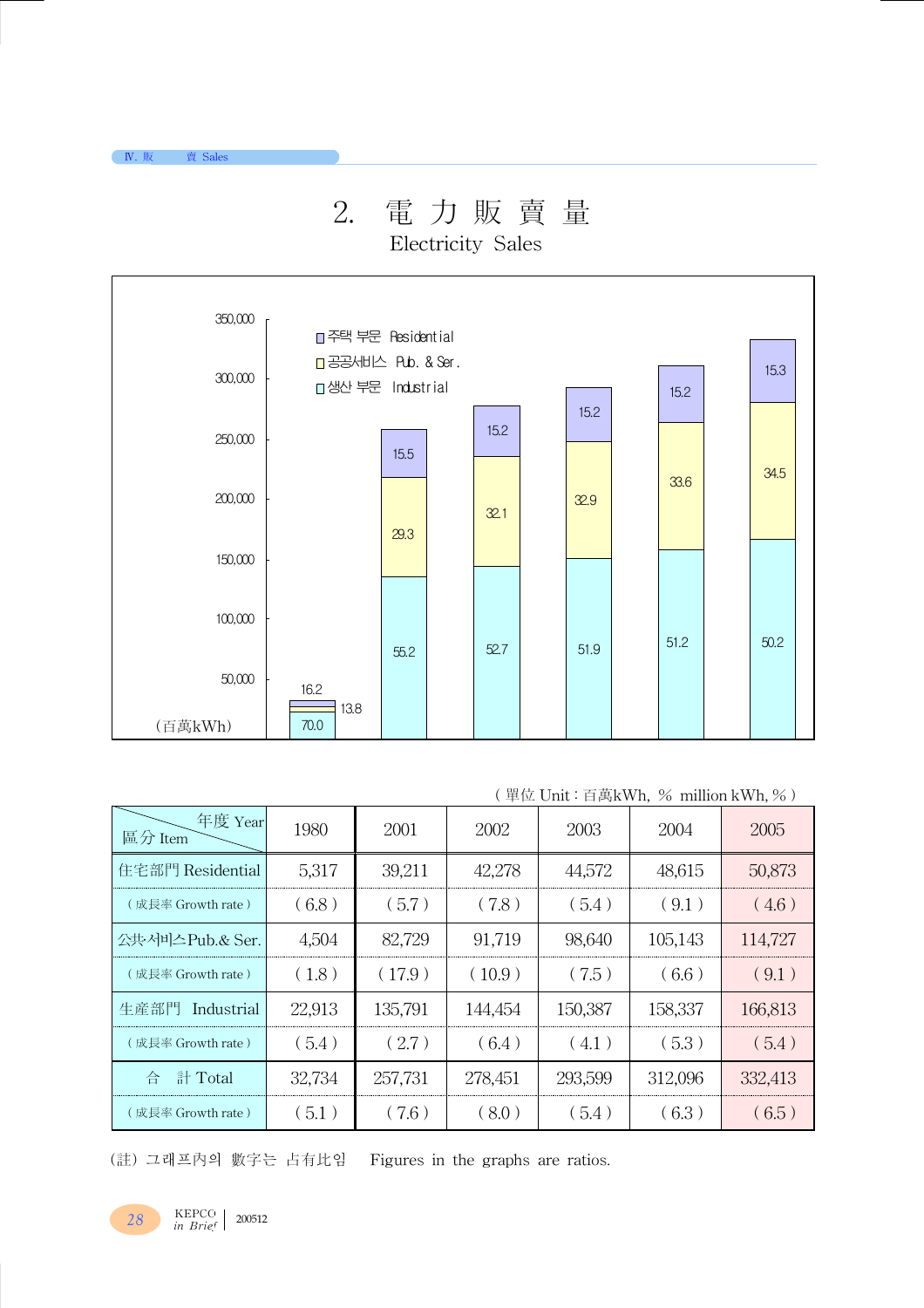# 2. 電 力 販 賣 量

## Electricity Sales

□주택 부문 Residential
□공공서비스 Pub. & Ser.
□생산 부문 Industrial

(百萬kWh)

| | 1980 | 2001 | 2002 | 2003 | 2004 | 2005 |
|---|---|---|---|---|---|---|
| Residential | 16.2 | 15.5 | 15.2 | 15.2 | 15.2 | 15.3 |
| Pub. & Ser. | 13.8 | 29.3 | 32.1 | 32.9 | 33.6 | 34.5 |
| Industrial | 70.0 | 55.2 | 52.7 | 51.9 | 51.2 | 50.2 |

( 單位 Unit : 百萬kWh, ％ million kWh, % )

| 年度 Year / 區分 Item | 1980 | 2001 | 2002 | 2003 | 2004 | 2005 |
|---|---|---|---|---|---|---|
| 住宅部門 Residential | 5,317 | 39,211 | 42,278 | 44,572 | 48,615 | 50,873 |
| ( 成長率 Growth rate ) | ( 6.8 ) | ( 5.7 ) | ( 7.8 ) | ( 5.4 ) | ( 9.1 ) | ( 4.6 ) |
| 公共서비스Pub.& Ser. | 4,504 | 82,729 | 91,719 | 98,640 | 105,143 | 114,727 |
| ( 成長率 Growth rate ) | ( 1.8 ) | ( 17.9 ) | ( 10.9 ) | ( 7.5 ) | ( 6.6 ) | ( 9.1 ) |
| 生産部門 Industrial | 22,913 | 135,791 | 144,454 | 150,387 | 158,337 | 166,813 |
| ( 成長率 Growth rate ) | ( 5.4 ) | ( 2.7 ) | ( 6.4 ) | ( 4.1 ) | ( 5.3 ) | ( 5.4 ) |
| 合 計 Total | 32,734 | 257,731 | 278,451 | 293,599 | 312,096 | 332,413 |
| ( 成長率 Growth rate ) | ( 5.1 ) | ( 7.6 ) | ( 8.0 ) | ( 5.4 ) | ( 6.3 ) | ( 6.5 ) |

(註) 그래프內의 數字는 占有比임　Figures in the graphs are ratios.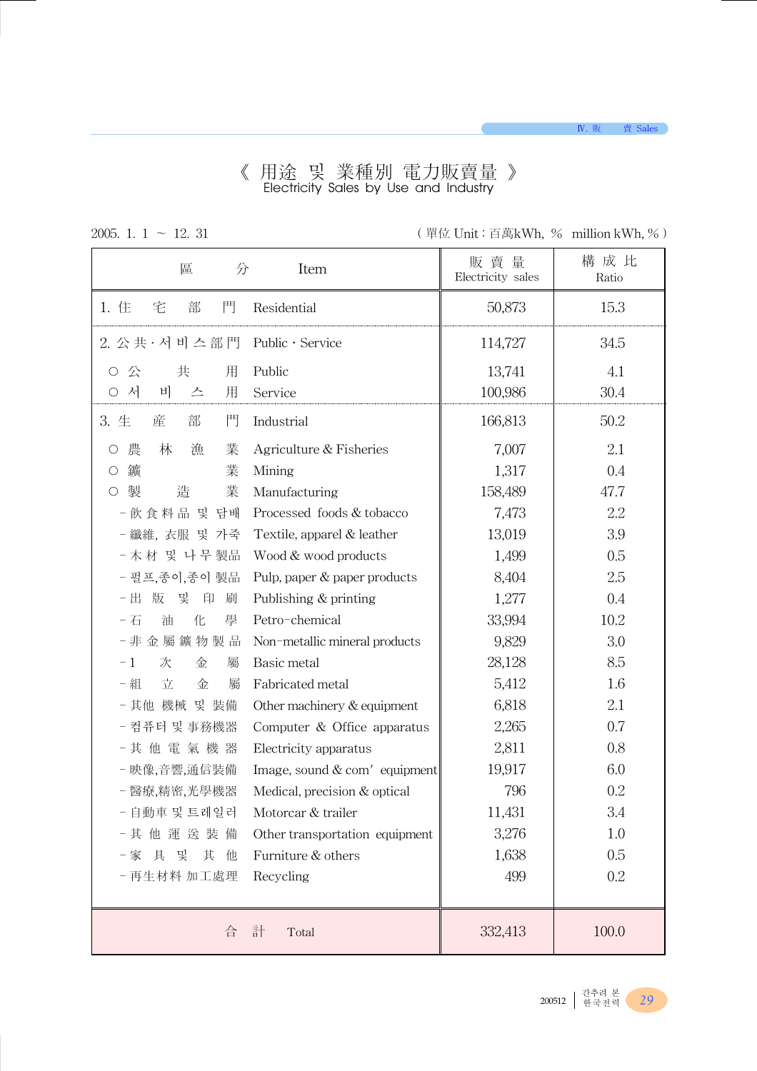# 《 用途 및 業種別 電力販賣量 》
## Electricity Sales by Use and Industry

2005. 1. 1 ~ 12. 31

( 單位 Unit : 百萬kWh, %  million kWh, % )

| 區 分 | Item | 販 賣 量 Electricity sales | 構 成 比 Ratio |
|---|---|---|---|
| 1. 住 宅 部 門 | Residential | 50,873 | 15.3 |
| 2. 公 共 · 서 비 스 部 門 | Public · Service | 114,727 | 34.5 |
| ○ 公 共 用 | Public | 13,741 | 4.1 |
| ○ 서 비 스 用 | Service | 100,986 | 30.4 |
| 3. 生 産 部 門 | Industrial | 166,813 | 50.2 |
| ○ 農 林 漁 業 | Agriculture & Fisheries | 7,007 | 2.1 |
| ○ 鑛 業 | Mining | 1,317 | 0.4 |
| ○ 製 造 業 | Manufacturing | 158,489 | 47.7 |
| - 飮 食 料 品 및 담배 | Processed foods & tobacco | 7,473 | 2.2 |
| - 纖維, 衣服 및 가죽 | Textile, apparel & leather | 13,019 | 3.9 |
| - 木 材 및 나 무 製品 | Wood & wood products | 1,499 | 0.5 |
| - 펄프,종이,종이 製品 | Pulp, paper & paper products | 8,404 | 2.5 |
| - 出 版 및 印 刷 | Publishing & printing | 1,277 | 0.4 |
| - 石 油 化 學 | Petro-chemical | 33,994 | 10.2 |
| - 非 金 屬 鑛 物 製 品 | Non-metallic mineral products | 9,829 | 3.0 |
| - 1 次 金 屬 | Basic metal | 28,128 | 8.5 |
| - 組 立 金 屬 | Fabricated metal | 5,412 | 1.6 |
| - 其他 機械 및 裝備 | Other machinery & equipment | 6,818 | 2.1 |
| - 컴퓨터 및 事務機器 | Computer & Office apparatus | 2,265 | 0.7 |
| - 其 他 電 氣 機 器 | Electricity apparatus | 2,811 | 0.8 |
| - 映像,音響,通信裝備 | Image, sound & com' equipment | 19,917 | 6.0 |
| - 醫療,精密,光學機器 | Medical, precision & optical | 796 | 0.2 |
| - 自動車 및 트레일러 | Motorcar & trailer | 11,431 | 3.4 |
| - 其 他 運 送 裝 備 | Other transportation equipment | 3,276 | 1.0 |
| - 家 具 및 其 他 | Furniture & others | 1,638 | 0.5 |
| - 再生材料 加工處理 | Recycling | 499 | 0.2 |
| 合 計 | Total | 332,413 | 100.0 |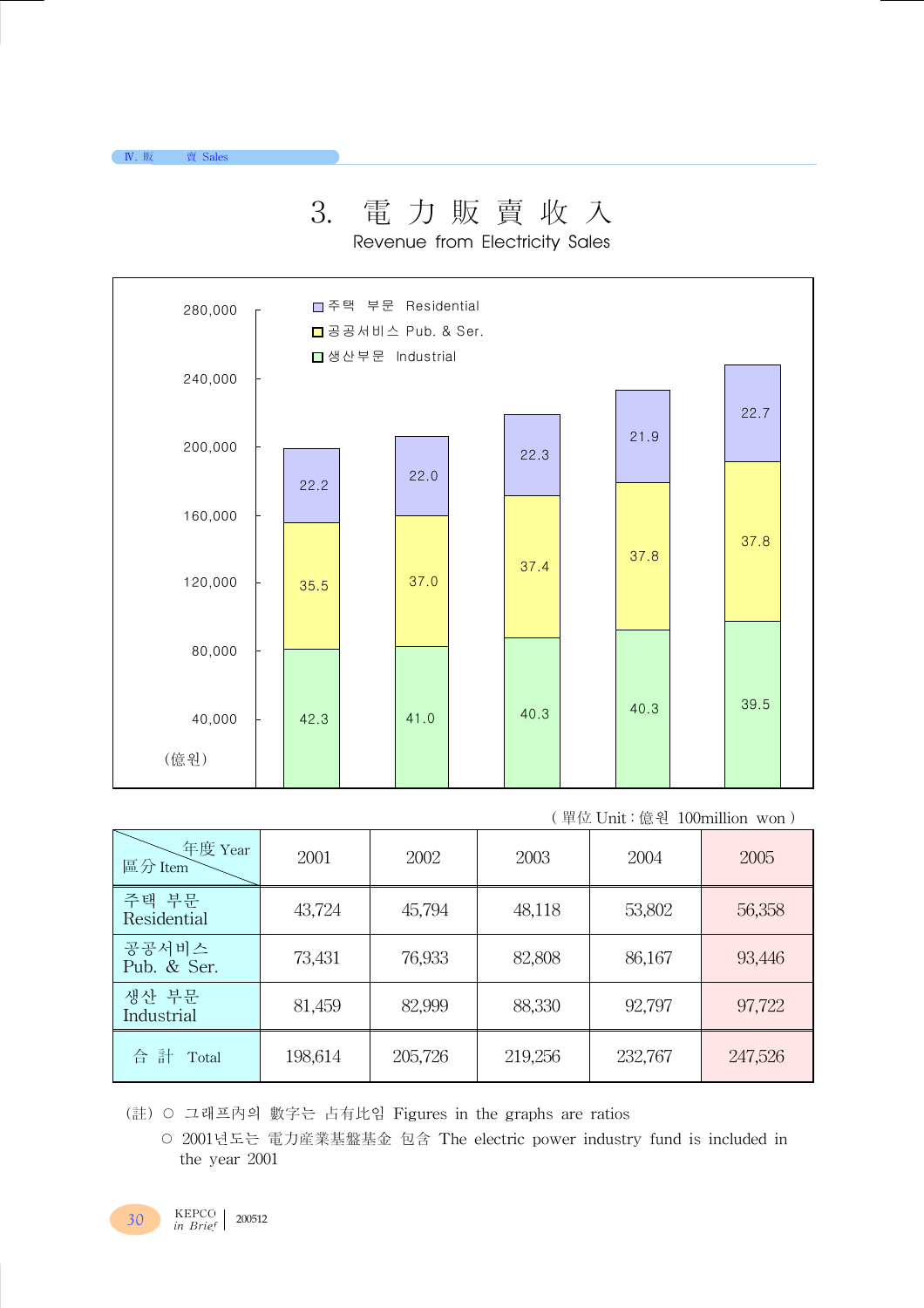# 3. 電 力 販 賣 收 入

## Revenue from Electricity Sales

(億원)

| | 2001 | 2002 | 2003 | 2004 | 2005 |
|---|---|---|---|---|---|
| 주택 부문 Residential | 22.2 | 22.0 | 22.3 | 21.9 | 22.7 |
| 공공서비스 Pub. & Ser. | 35.5 | 37.0 | 37.4 | 37.8 | 37.8 |
| 생산부문 Industrial | 42.3 | 41.0 | 40.3 | 40.3 | 39.5 |

( 單位 Unit : 億원 100million won )

| 年度 Year / 區分 Item | 2001 | 2002 | 2003 | 2004 | 2005 |
|---|---|---|---|---|---|
| 주택 부문 Residential | 43,724 | 45,794 | 48,118 | 53,802 | 56,358 |
| 공공서비스 Pub. & Ser. | 73,431 | 76,933 | 82,808 | 86,167 | 93,446 |
| 생산 부문 Industrial | 81,459 | 82,999 | 88,330 | 92,797 | 97,722 |
| 合 計 Total | 198,614 | 205,726 | 219,256 | 232,767 | 247,526 |

(註) ○ 그래프內의 數字는 占有比임 Figures in the graphs are ratios

○ 2001년도는 電力産業基盤基金 包含 The electric power industry fund is included in the year 2001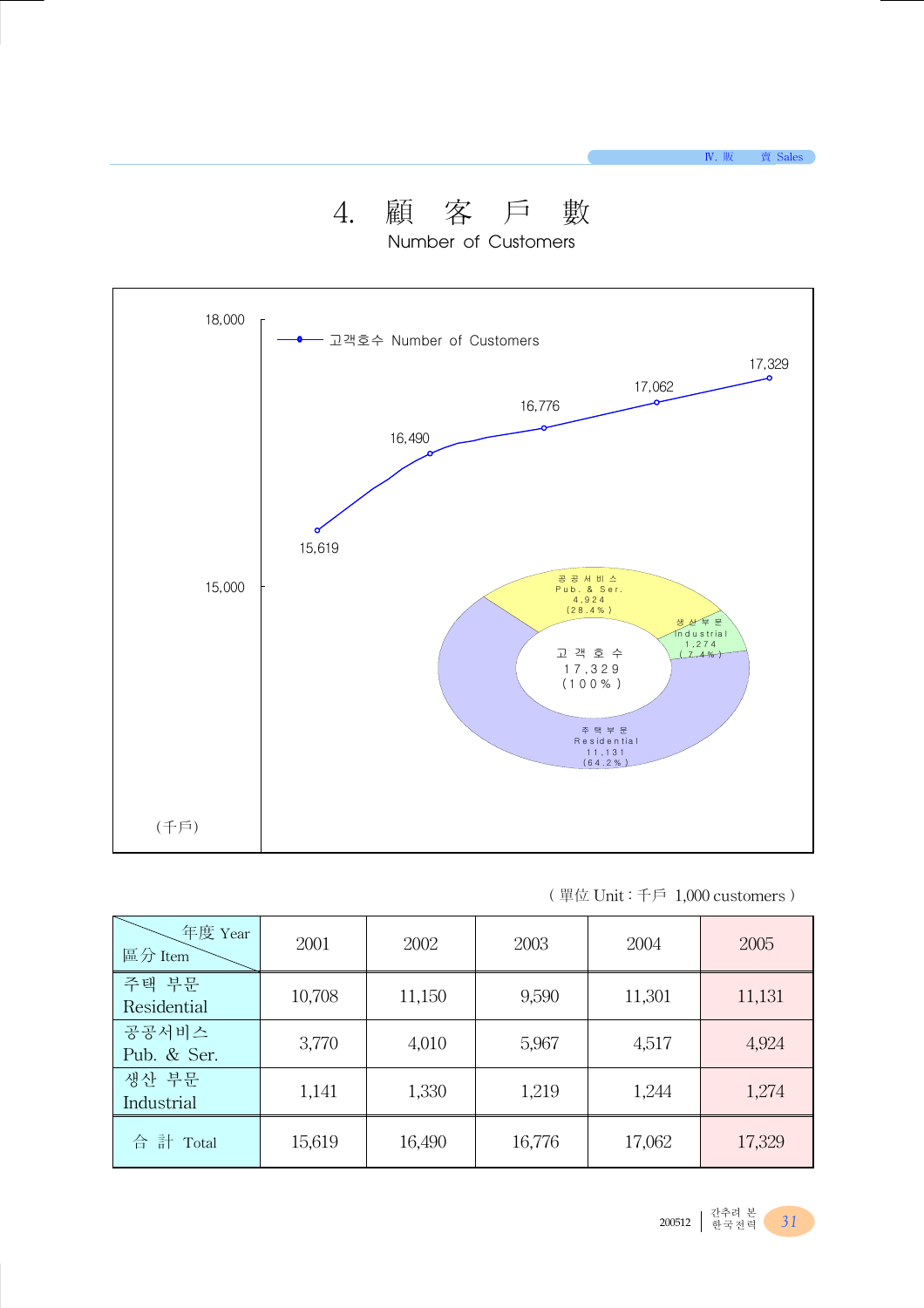# 4. 顧 客 戶 數

Number of Customers

18,000

고객호수 Number of Customers

17,329

17,062

16,776

16,490

15,619

15,000

공 공 서 비 스
Pub. & Ser.
4,924
(28.4%)

생 산 부 문
Industrial
1,274
(7.4%)

고 객 호 수
17,329
(100%)

주 택 부 문
Residential
11,131
(64.2%)

(千戶)

( 單位 Unit : 千戶 1,000 customers )

| 年度 Year / 區分 Item | 2001 | 2002 | 2003 | 2004 | 2005 |
|---|---|---|---|---|---|
| 주택 부문 Residential | 10,708 | 11,150 | 9,590 | 11,301 | 11,131 |
| 공공서비스 Pub. & Ser. | 3,770 | 4,010 | 5,967 | 4,517 | 4,924 |
| 생산 부문 Industrial | 1,141 | 1,330 | 1,219 | 1,244 | 1,274 |
| 合 計 Total | 15,619 | 16,490 | 16,776 | 17,062 | 17,329 |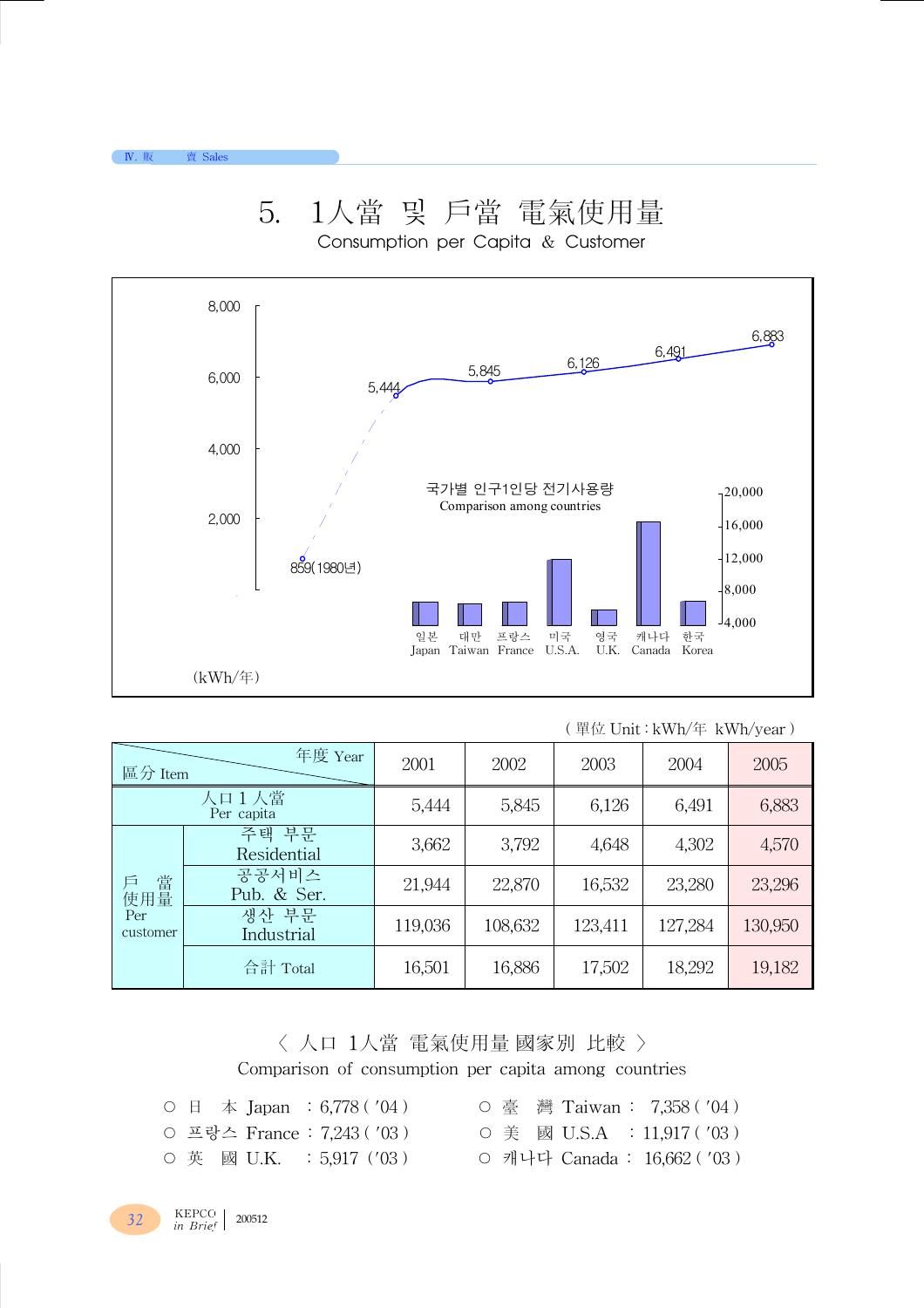# 5. 1人當 및 戶當 電氣使用量

## Consumption per Capita & Customer

8,000
6,000
4,000
2,000

859(1980년)
5,444
5,845
6,126
6,491
6,883

국가별 인구1인당 전기사용량
Comparison among countries

20,000
16,000
12,000
8,000
4,000

일본 Japan　대만 Taiwan　프랑스 France　미국 U.S.A.　영국 U.K.　캐나다 Canada　한국 Korea

(kWh/年)

( 單位 Unit : kWh/年 kWh/year )

| 區分 Item | | 2001 | 2002 | 2003 | 2004 | 2005 |
|---|---|---|---|---|---|---|
| 人口 1 人當 Per capita | | 5,444 | 5,845 | 6,126 | 6,491 | 6,883 |
| 戶 當 使用量 Per customer | 주택 부문 Residential | 3,662 | 3,792 | 4,648 | 4,302 | 4,570 |
| | 공공서비스 Pub. & Ser. | 21,944 | 22,870 | 16,532 | 23,280 | 23,296 |
| | 생산 부문 Industrial | 119,036 | 108,632 | 123,411 | 127,284 | 130,950 |
| | 合計 Total | 16,501 | 16,886 | 17,502 | 18,292 | 19,182 |

### 〈 人口 1人當 電氣使用量 國家別 比較 〉
### Comparison of consumption per capita among countries

- ○ 日　本 Japan　: 6,778 ( '04 )
- ○ 臺　灣 Taiwan :　7,358 ( '04 )
- ○ 프랑스 France : 7,243 ( '03 )
- ○ 美　國 U.S.A　: 11,917 ( '03 )
- ○ 英　國 U.K.　: 5,917 ('03 )
- ○ 캐나다 Canada :　16,662 ( '03 )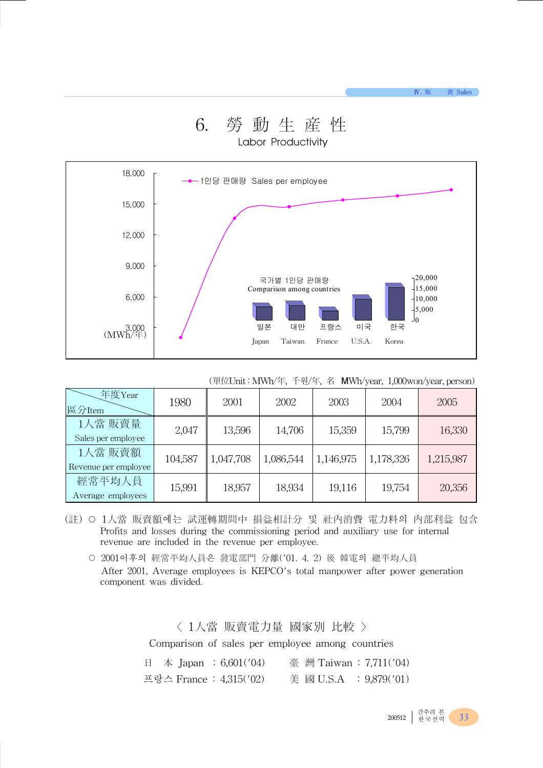# 6. 勞 動 生 産 性

Labor Productivity

(單位Unit : MWh/年, 千원/年, 名 MWh/year, 1,000won/year, person)

| 年度Year / 區分Item | 1980 | 2001 | 2002 | 2003 | 2004 | 2005 |
|---|---|---|---|---|---|---|
| 1人當 販賣量 Sales per employee | 2,047 | 13,596 | 14,706 | 15,359 | 15,799 | 16,330 |
| 1人當 販賣額 Revenue per employee | 104,587 | 1,047,708 | 1,086,544 | 1,146,975 | 1,178,326 | 1,215,987 |
| 經常平均人員 Average employees | 15,991 | 18,957 | 18,934 | 19,116 | 19,754 | 20,356 |

(註) ○ 1人當 販賣額에는 試運轉期間中 損益相計分 및 社內消費 電力料의 內部利益 包含
Profits and losses during the commissioning period and auxiliary use for internal revenue are included in the revenue per employee.

○ 2001이후의 經常平均人員은 發電部門 分離('01. 4. 2) 後 韓電의 總平均人員
After 2001, Average employees is KEPCO's total manpower after power generation component was divided.

〈 1人當 販賣電力量 國家別 比較 〉

Comparison of sales per employee among countries

| | |
|---|---|
| 日 本 Japan : 6,601('04) | 臺 灣 Taiwan : 7,711('04) |
| 프랑스 France : 4,315('02) | 美 國 U.S.A : 9,879('01) |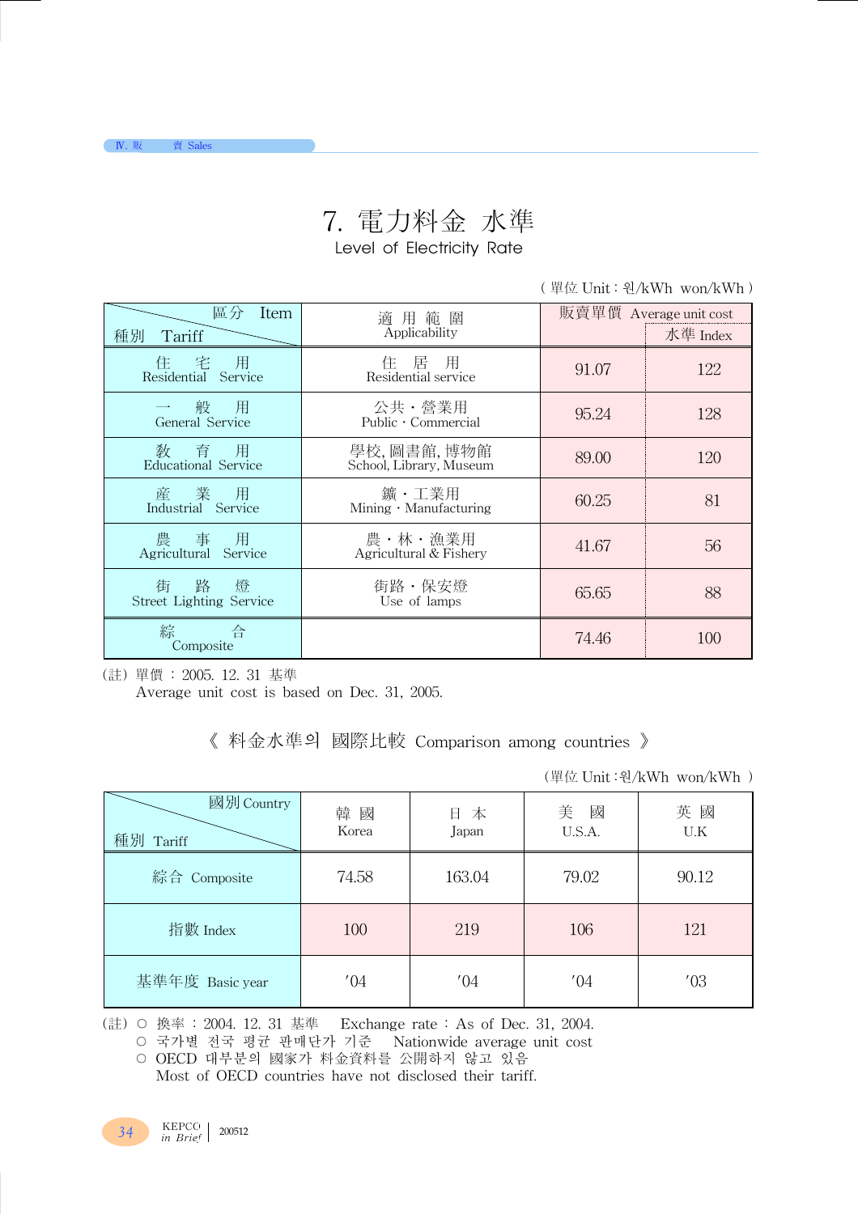# 7. 電力料金 水準

Level of Electricity Rate

( 單位 Unit : 원/kWh won/kWh )

| 區分 Item / 種別 Tariff | 適 用 範 圍 Applicability | 販賣單價 Average unit cost | |
|---|---|---|---|
| | | | 水準 Index |
| 住 宅 用 Residential Service | 住 居 用 Residential service | 91.07 | 122 |
| 一 般 用 General Service | 公共・營業用 Public・Commercial | 95.24 | 128 |
| 敎 育 用 Educational Service | 學校, 圖書館, 博物館 School, Library, Museum | 89.00 | 120 |
| 産 業 用 Industrial Service | 鑛・工業用 Mining・Manufacturing | 60.25 | 81 |
| 農 事 用 Agricultural Service | 農・林・漁業用 Agricultural & Fishery | 41.67 | 56 |
| 街 路 燈 Street Lighting Service | 街路・保安燈 Use of lamps | 65.65 | 88 |
| 綜 合 Composite | | 74.46 | 100 |

(註) 單價 : 2005. 12. 31 基準
Average unit cost is based on Dec. 31, 2005.

## 《 料金水準의 國際比較 Comparison among countries 》

(單位 Unit : 원/kWh won/kWh )

| 國別 Country / 種別 Tariff | 韓 國 Korea | 日 本 Japan | 美 國 U.S.A. | 英 國 U.K |
|---|---|---|---|---|
| 綜合 Composite | 74.58 | 163.04 | 79.02 | 90.12 |
| 指數 Index | 100 | 219 | 106 | 121 |
| 基準年度 Basic year | '04 | '04 | '04 | '03 |

(註) ○ 換率 : 2004. 12. 31 基準 Exchange rate : As of Dec. 31, 2004.
○ 국가별 전국 평균 판매단가 기준 Nationwide average unit cost
○ OECD 대부분의 國家가 料金資料를 公開하지 않고 있음
Most of OECD countries have not disclosed their tariff.